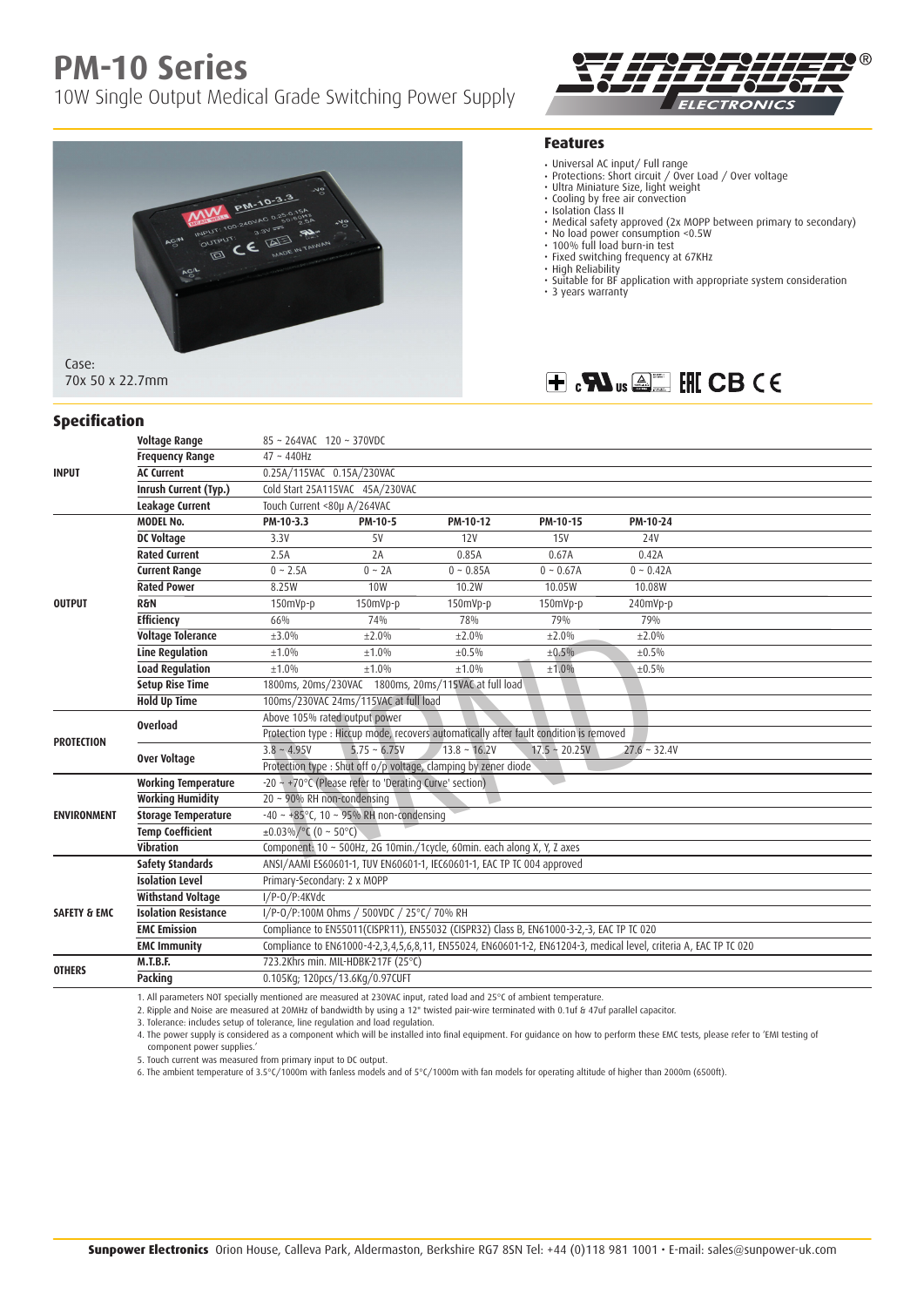# PM-10 Series

10W Single Output Medical Grade Switching Power Supply

Case:
70x 50 x 22.7mm

## Features

- Universal AC input/ Full range
- Protections: Short circuit / Over Load / Over voltage
- Ultra Miniature Size, light weight
- Cooling by free air convection
- Isolation Class II
- Medical safety approved (2x MOPP between primary to secondary)
- No load power consumption <0.5W
- 100% full load burn-in test
- Fixed switching frequency at 67KHz
- High Reliability
- Suitable for BF application with appropriate system consideration
- 3 years warranty

## Specification

| | | | | | | |
|---|---|---|---|---|---|---|
| INPUT | Voltage Range | 85 ~ 264VAC 120 ~ 370VDC | | | | |
| | Frequency Range | 47 ~ 440Hz | | | | |
| | AC Current | 0.25A/115VAC 0.15A/230VAC | | | | |
| | Inrush Current (Typ.) | Cold Start 25A115VAC 45A/230VAC | | | | |
| | Leakage Current | Touch Current <80μ A/264VAC | | | | |
| OUTPUT | MODEL No. | PM-10-3.3 | PM-10-5 | PM-10-12 | PM-10-15 | PM-10-24 |
| | DC Voltage | 3.3V | 5V | 12V | 15V | 24V |
| | Rated Current | 2.5A | 2A | 0.85A | 0.67A | 0.42A |
| | Current Range | 0 ~ 2.5A | 0 ~ 2A | 0 ~ 0.85A | 0 ~ 0.67A | 0 ~ 0.42A |
| | Rated Power | 8.25W | 10W | 10.2W | 10.05W | 10.08W |
| | R&N | 150mVp-p | 150mVp-p | 150mVp-p | 150mVp-p | 240mVp-p |
| | Efficiency | 66% | 74% | 78% | 79% | 79% |
| | Voltage Tolerance | ±3.0% | ±2.0% | ±2.0% | ±2.0% | ±2.0% |
| | Line Regulation | ±1.0% | ±1.0% | ±0.5% | ±0.5% | ±0.5% |
| | Load Regulation | ±1.0% | ±1.0% | ±1.0% | ±1.0% | ±0.5% |
| | Setup Rise Time | 1800ms, 20ms/230VAC 1800ms, 20ms/115VAC at full load | | | | |
| | Hold Up Time | 100ms/230VAC 24ms/115VAC at full load | | | | |
| PROTECTION | Overload | Above 105% rated output power | | | | |
| | | Protection type : Hiccup mode, recovers automatically after fault condition is removed | | | | |
| | Over Voltage | 3.8 ~ 4.95V | 5.75 ~ 6.75V | 13.8 ~ 16.2V | 17.5 ~ 20.25V | 27.6 ~ 32.4V |
| | | Protection type : Shut off o/p voltage, clamping by zener diode | | | | |
| ENVIRONMENT | Working Temperature | -20 ~ +70°C (Please refer to 'Derating Curve' section) | | | | |
| | Working Humidity | 20 ~ 90% RH non-condensing | | | | |
| | Storage Temperature | -40 ~ +85°C, 10 ~ 95% RH non-condensing | | | | |
| | Temp Coefficient | ±0.03%/°C (0 ~ 50°C) | | | | |
| | Vibration | Component: 10 ~ 500Hz, 2G 10min./1cycle, 60min. each along X, Y, Z axes | | | | |
| SAFETY & EMC | Safety Standards | ANSI/AAMI ES60601-1, TUV EN60601-1, IEC60601-1, EAC TP TC 004 approved | | | | |
| | Isolation Level | Primary-Secondary: 2 x MOPP | | | | |
| | Withstand Voltage | I/P-O/P:4KVdc | | | | |
| | Isolation Resistance | I/P-O/P:100M Ohms / 500VDC / 25°C/ 70% RH | | | | |
| | EMC Emission | Compliance to EN55011(CISPR11), EN55032 (CISPR32) Class B, EN61000-3-2,-3, EAC TP TC 020 | | | | |
| | EMC Immunity | Compliance to EN61000-4-2,3,4,5,6,8,11, EN55024, EN60601-1-2, EN61204-3, medical level, criteria A, EAC TP TC 020 | | | | |
| OTHERS | M.T.B.F. | 723.2Khrs min. MIL-HDBK-217F (25°C) | | | | |
| | Packing | 0.105Kg; 120pcs/13.6Kg/0.97CUFT | | | | |

1. All parameters NOT specially mentioned are measured at 230VAC input, rated load and 25°C of ambient temperature.
2. Ripple and Noise are measured at 20MHz of bandwidth by using a 12" twisted pair-wire terminated with 0.1uf & 47uf parallel capacitor.
3. Tolerance: includes setup of tolerance, line regulation and load regulation.
4. The power supply is considered as a component which will be installed into final equipment. For guidance on how to perform these EMC tests, please refer to 'EMI testing of component power supplies.'
5. Touch current was measured from primary input to DC output.
6. The ambient temperature of 3.5°C/1000m with fanless models and of 5°C/1000m with fan models for operating altitude of higher than 2000m (6500ft).

**Sunpower Electronics** Orion House, Calleva Park, Aldermaston, Berkshire RG7 8SN Tel: +44 (0)118 981 1001 • E-mail: sales@sunpower-uk.com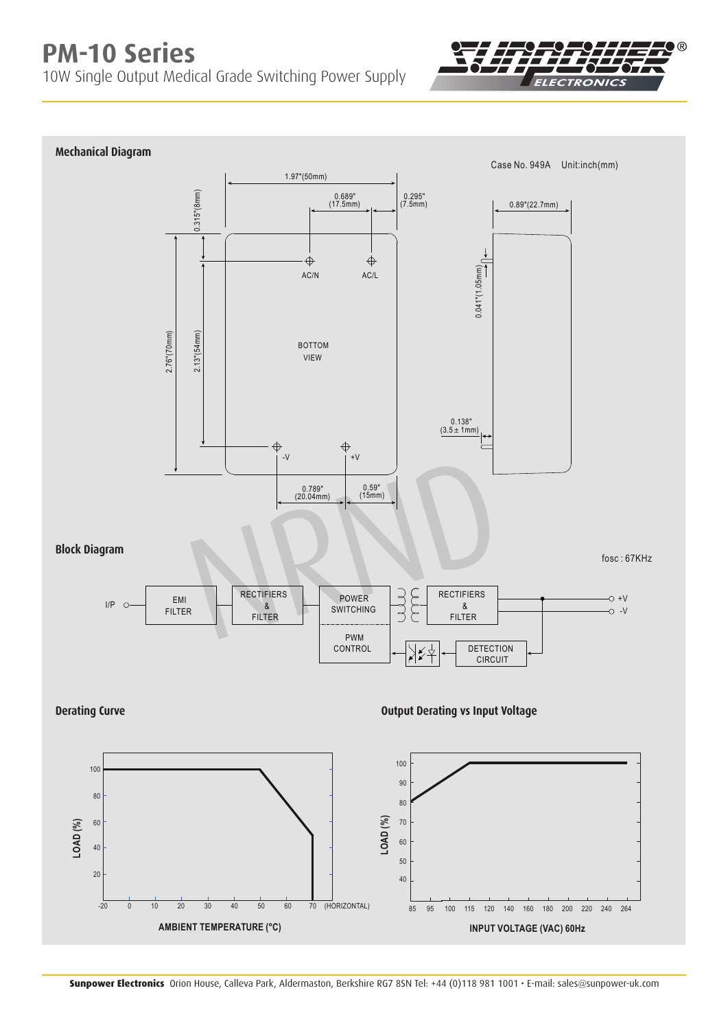# PM-10 Series

10W Single Output Medical Grade Switching Power Supply

## Mechanical Diagram

Case No. 949A Unit:inch(mm)

1.97"(50mm)
0.689" (17.5mm)
0.295" (7.5mm)
0.89"(22.7mm)
0.315"(8mm)
2.76"(70mm)
2.13"(54mm)
0.041"(1.05mm)
AC/N
AC/L
BOTTOM VIEW
0.138" (3.5± 1mm)
-V
+V
0.789" (20.04mm)
0.59" (15mm)

## Block Diagram

fosc : 67KHz

I/P
EMI FILTER
RECTIFIERS & FILTER
POWER SWITCHING
PWM CONTROL
RECTIFIERS & FILTER
DETECTION CIRCUIT
+V
-V

## Derating Curve

LOAD (%)
100
80
60
40
20
-20 0 10 20 30 40 50 60 70 (HORIZONTAL)
AMBIENT TEMPERATURE (°C)

## Output Derating vs Input Voltage

LOAD (%)
100
90
80
70
60
50
40
85 95 100 115 120 140 160 180 200 220 240 264
INPUT VOLTAGE (VAC) 60Hz

NRND

**Sunpower Electronics** Orion House, Calleva Park, Aldermaston, Berkshire RG7 8SN Tel: +44 (0)118 981 1001 • E-mail: sales@sunpower-uk.com